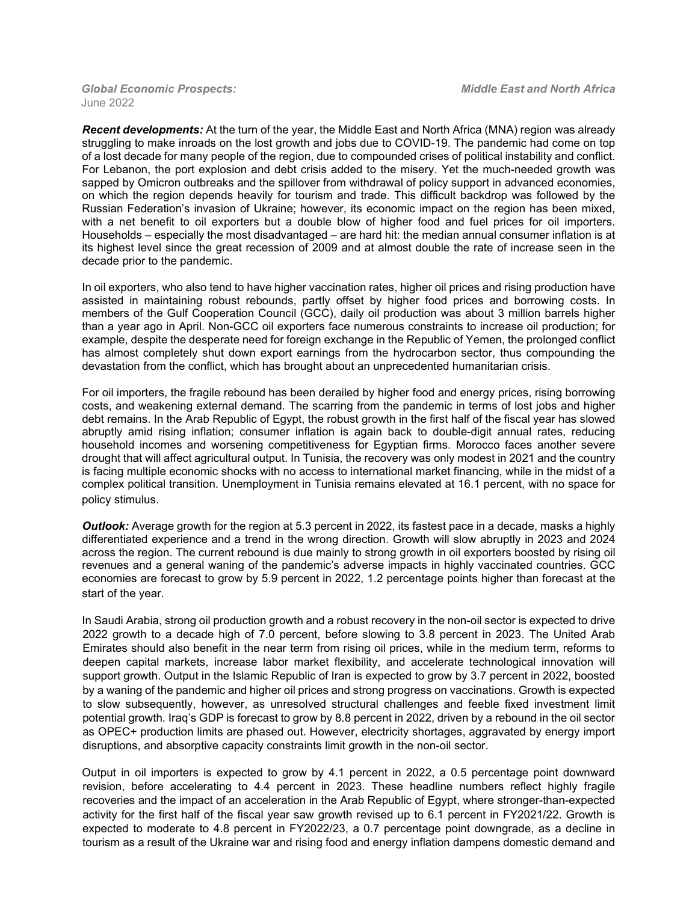*Global Economic Prospects:* *Middle East and North Africa*
June 2022

***Recent developments:*** At the turn of the year, the Middle East and North Africa (MNA) region was already struggling to make inroads on the lost growth and jobs due to COVID-19. The pandemic had come on top of a lost decade for many people of the region, due to compounded crises of political instability and conflict. For Lebanon, the port explosion and debt crisis added to the misery. Yet the much-needed growth was sapped by Omicron outbreaks and the spillover from withdrawal of policy support in advanced economies, on which the region depends heavily for tourism and trade. This difficult backdrop was followed by the Russian Federation's invasion of Ukraine; however, its economic impact on the region has been mixed, with a net benefit to oil exporters but a double blow of higher food and fuel prices for oil importers. Households – especially the most disadvantaged – are hard hit: the median annual consumer inflation is at its highest level since the great recession of 2009 and at almost double the rate of increase seen in the decade prior to the pandemic.

In oil exporters, who also tend to have higher vaccination rates, higher oil prices and rising production have assisted in maintaining robust rebounds, partly offset by higher food prices and borrowing costs. In members of the Gulf Cooperation Council (GCC), daily oil production was about 3 million barrels higher than a year ago in April. Non-GCC oil exporters face numerous constraints to increase oil production; for example, despite the desperate need for foreign exchange in the Republic of Yemen, the prolonged conflict has almost completely shut down export earnings from the hydrocarbon sector, thus compounding the devastation from the conflict, which has brought about an unprecedented humanitarian crisis.

For oil importers, the fragile rebound has been derailed by higher food and energy prices, rising borrowing costs, and weakening external demand. The scarring from the pandemic in terms of lost jobs and higher debt remains. In the Arab Republic of Egypt, the robust growth in the first half of the fiscal year has slowed abruptly amid rising inflation; consumer inflation is again back to double-digit annual rates, reducing household incomes and worsening competitiveness for Egyptian firms. Morocco faces another severe drought that will affect agricultural output. In Tunisia, the recovery was only modest in 2021 and the country is facing multiple economic shocks with no access to international market financing, while in the midst of a complex political transition. Unemployment in Tunisia remains elevated at 16.1 percent, with no space for policy stimulus.

***Outlook:*** Average growth for the region at 5.3 percent in 2022, its fastest pace in a decade, masks a highly differentiated experience and a trend in the wrong direction. Growth will slow abruptly in 2023 and 2024 across the region. The current rebound is due mainly to strong growth in oil exporters boosted by rising oil revenues and a general waning of the pandemic's adverse impacts in highly vaccinated countries. GCC economies are forecast to grow by 5.9 percent in 2022, 1.2 percentage points higher than forecast at the start of the year.

In Saudi Arabia, strong oil production growth and a robust recovery in the non-oil sector is expected to drive 2022 growth to a decade high of 7.0 percent, before slowing to 3.8 percent in 2023. The United Arab Emirates should also benefit in the near term from rising oil prices, while in the medium term, reforms to deepen capital markets, increase labor market flexibility, and accelerate technological innovation will support growth. Output in the Islamic Republic of Iran is expected to grow by 3.7 percent in 2022, boosted by a waning of the pandemic and higher oil prices and strong progress on vaccinations. Growth is expected to slow subsequently, however, as unresolved structural challenges and feeble fixed investment limit potential growth. Iraq's GDP is forecast to grow by 8.8 percent in 2022, driven by a rebound in the oil sector as OPEC+ production limits are phased out. However, electricity shortages, aggravated by energy import disruptions, and absorptive capacity constraints limit growth in the non-oil sector.

Output in oil importers is expected to grow by 4.1 percent in 2022, a 0.5 percentage point downward revision, before accelerating to 4.4 percent in 2023. These headline numbers reflect highly fragile recoveries and the impact of an acceleration in the Arab Republic of Egypt, where stronger-than-expected activity for the first half of the fiscal year saw growth revised up to 6.1 percent in FY2021/22. Growth is expected to moderate to 4.8 percent in FY2022/23, a 0.7 percentage point downgrade, as a decline in tourism as a result of the Ukraine war and rising food and energy inflation dampens domestic demand and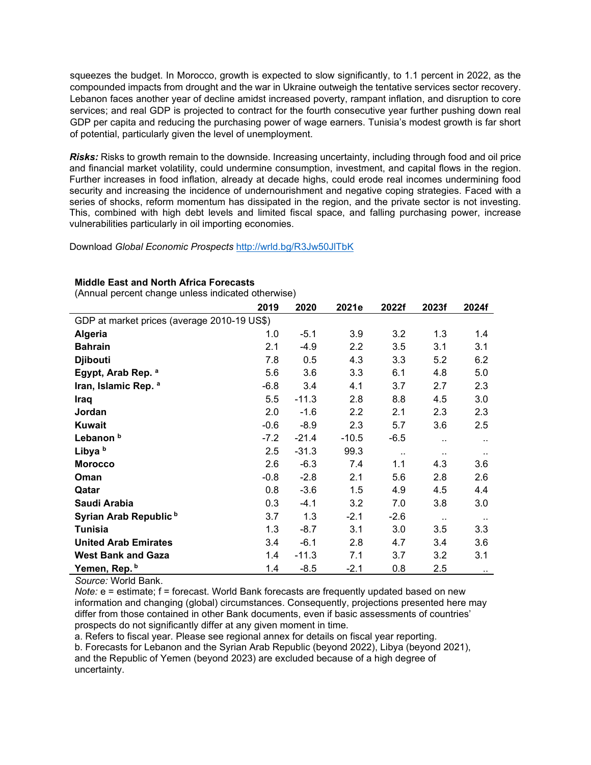squeezes the budget. In Morocco, growth is expected to slow significantly, to 1.1 percent in 2022, as the compounded impacts from drought and the war in Ukraine outweigh the tentative services sector recovery. Lebanon faces another year of decline amidst increased poverty, rampant inflation, and disruption to core services; and real GDP is projected to contract for the fourth consecutive year further pushing down real GDP per capita and reducing the purchasing power of wage earners. Tunisia's modest growth is far short of potential, particularly given the level of unemployment.

***Risks:*** Risks to growth remain to the downside. Increasing uncertainty, including through food and oil price and financial market volatility, could undermine consumption, investment, and capital flows in the region. Further increases in food inflation, already at decade highs, could erode real incomes undermining food security and increasing the incidence of undernourishment and negative coping strategies. Faced with a series of shocks, reform momentum has dissipated in the region, and the private sector is not investing. This, combined with high debt levels and limited fiscal space, and falling purchasing power, increase vulnerabilities particularly in oil importing economies.

Download *Global Economic Prospects* http://wrld.bg/R3Jw50JlTbK

**Middle East and North Africa Forecasts**
(Annual percent change unless indicated otherwise)

| | 2019 | 2020 | 2021e | 2022f | 2023f | 2024f |
|---|---|---|---|---|---|---|
| GDP at market prices (average 2010-19 US$) | | | | | | |
| **Algeria** | 1.0 | -5.1 | 3.9 | 3.2 | 1.3 | 1.4 |
| **Bahrain** | 2.1 | -4.9 | 2.2 | 3.5 | 3.1 | 3.1 |
| **Djibouti** | 7.8 | 0.5 | 4.3 | 3.3 | 5.2 | 6.2 |
| **Egypt, Arab Rep.** [a] | 5.6 | 3.6 | 3.3 | 6.1 | 4.8 | 5.0 |
| **Iran, Islamic Rep.** [a] | -6.8 | 3.4 | 4.1 | 3.7 | 2.7 | 2.3 |
| **Iraq** | 5.5 | -11.3 | 2.8 | 8.8 | 4.5 | 3.0 |
| **Jordan** | 2.0 | -1.6 | 2.2 | 2.1 | 2.3 | 2.3 |
| **Kuwait** | -0.6 | -8.9 | 2.3 | 5.7 | 3.6 | 2.5 |
| **Lebanon** [b] | -7.2 | -21.4 | -10.5 | -6.5 | .. | .. |
| **Libya** [b] | 2.5 | -31.3 | 99.3 | .. | .. | .. |
| **Morocco** | 2.6 | -6.3 | 7.4 | 1.1 | 4.3 | 3.6 |
| **Oman** | -0.8 | -2.8 | 2.1 | 5.6 | 2.8 | 2.6 |
| **Qatar** | 0.8 | -3.6 | 1.5 | 4.9 | 4.5 | 4.4 |
| **Saudi Arabia** | 0.3 | -4.1 | 3.2 | 7.0 | 3.8 | 3.0 |
| **Syrian Arab Republic** [b] | 3.7 | 1.3 | -2.1 | -2.6 | .. | .. |
| **Tunisia** | 1.3 | -8.7 | 3.1 | 3.0 | 3.5 | 3.3 |
| **United Arab Emirates** | 3.4 | -6.1 | 2.8 | 4.7 | 3.4 | 3.6 |
| **West Bank and Gaza** | 1.4 | -11.3 | 7.1 | 3.7 | 3.2 | 3.1 |
| **Yemen, Rep.** [b] | 1.4 | -8.5 | -2.1 | 0.8 | 2.5 | .. |

*Source:* World Bank.

*Note:* e = estimate; f = forecast. World Bank forecasts are frequently updated based on new information and changing (global) circumstances. Consequently, projections presented here may differ from those contained in other Bank documents, even if basic assessments of countries' prospects do not significantly differ at any given moment in time.

a. Refers to fiscal year. Please see regional annex for details on fiscal year reporting.

b. Forecasts for Lebanon and the Syrian Arab Republic (beyond 2022), Libya (beyond 2021), and the Republic of Yemen (beyond 2023) are excluded because of a high degree of uncertainty.